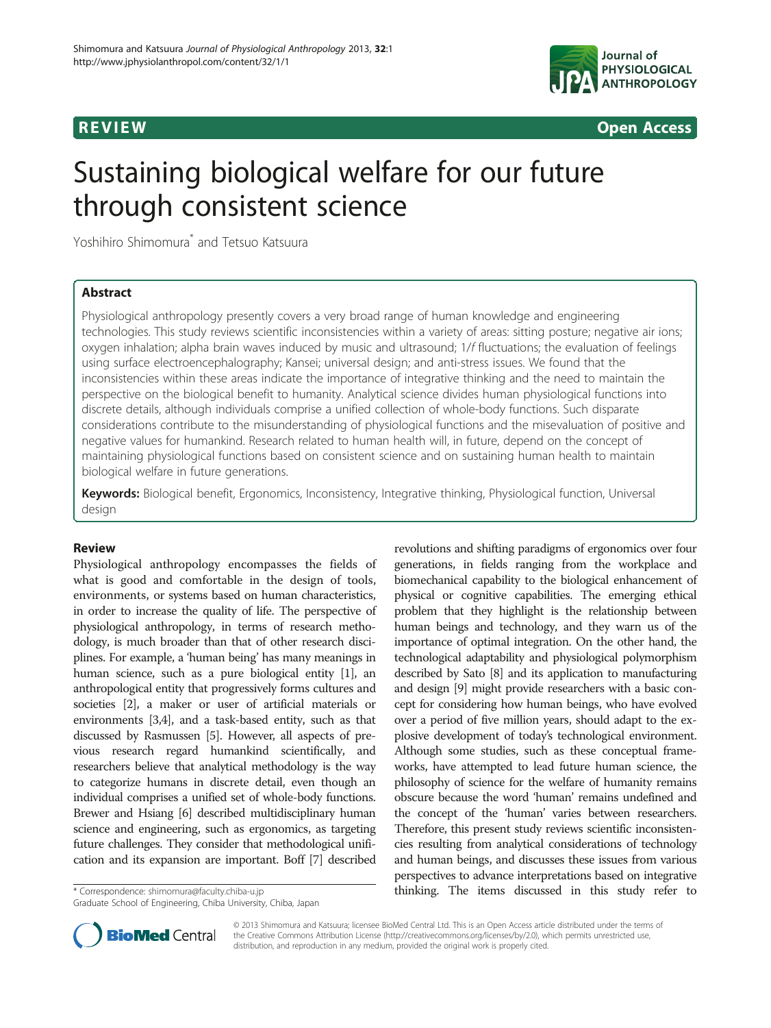**REVIEW** **Open Access**

# Sustaining biological welfare for our future through consistent science

Yoshihiro Shimomura* and Tetsuo Katsuura

## Abstract

Physiological anthropology presently covers a very broad range of human knowledge and engineering technologies. This study reviews scientific inconsistencies within a variety of areas: sitting posture; negative air ions; oxygen inhalation; alpha brain waves induced by music and ultrasound; 1/*f* fluctuations; the evaluation of feelings using surface electroencephalography; Kansei; universal design; and anti-stress issues. We found that the inconsistencies within these areas indicate the importance of integrative thinking and the need to maintain the perspective on the biological benefit to humanity. Analytical science divides human physiological functions into discrete details, although individuals comprise a unified collection of whole-body functions. Such disparate considerations contribute to the misunderstanding of physiological functions and the misevaluation of positive and negative values for humankind. Research related to human health will, in future, depend on the concept of maintaining physiological functions based on consistent science and on sustaining human health to maintain biological welfare in future generations.

**Keywords:** Biological benefit, Ergonomics, Inconsistency, Integrative thinking, Physiological function, Universal design

## Review

Physiological anthropology encompasses the fields of what is good and comfortable in the design of tools, environments, or systems based on human characteristics, in order to increase the quality of life. The perspective of physiological anthropology, in terms of research methodology, is much broader than that of other research disciplines. For example, a 'human being' has many meanings in human science, such as a pure biological entity [1], an anthropological entity that progressively forms cultures and societies [2], a maker or user of artificial materials or environments [3,4], and a task-based entity, such as that discussed by Rasmussen [5]. However, all aspects of previous research regard humankind scientifically, and researchers believe that analytical methodology is the way to categorize humans in discrete detail, even though an individual comprises a unified set of whole-body functions. Brewer and Hsiang [6] described multidisciplinary human science and engineering, such as ergonomics, as targeting future challenges. They consider that methodological unification and its expansion are important. Boff [7] described revolutions and shifting paradigms of ergonomics over four generations, in fields ranging from the workplace and biomechanical capability to the biological enhancement of physical or cognitive capabilities. The emerging ethical problem that they highlight is the relationship between human beings and technology, and they warn us of the importance of optimal integration. On the other hand, the technological adaptability and physiological polymorphism described by Sato [8] and its application to manufacturing and design [9] might provide researchers with a basic concept for considering how human beings, who have evolved over a period of five million years, should adapt to the explosive development of today's technological environment. Although some studies, such as these conceptual frameworks, have attempted to lead future human science, the philosophy of science for the welfare of humanity remains obscure because the word 'human' remains undefined and the concept of the 'human' varies between researchers. Therefore, this present study reviews scientific inconsistencies resulting from analytical considerations of technology and human beings, and discusses these issues from various perspectives to advance interpretations based on integrative thinking. The items discussed in this study refer to

\* Correspondence: shimomura@faculty.chiba-u.jp
Graduate School of Engineering, Chiba University, Chiba, Japan

© 2013 Shimomura and Katsuura; licensee BioMed Central Ltd. This is an Open Access article distributed under the terms of the Creative Commons Attribution License (http://creativecommons.org/licenses/by/2.0), which permits unrestricted use, distribution, and reproduction in any medium, provided the original work is properly cited.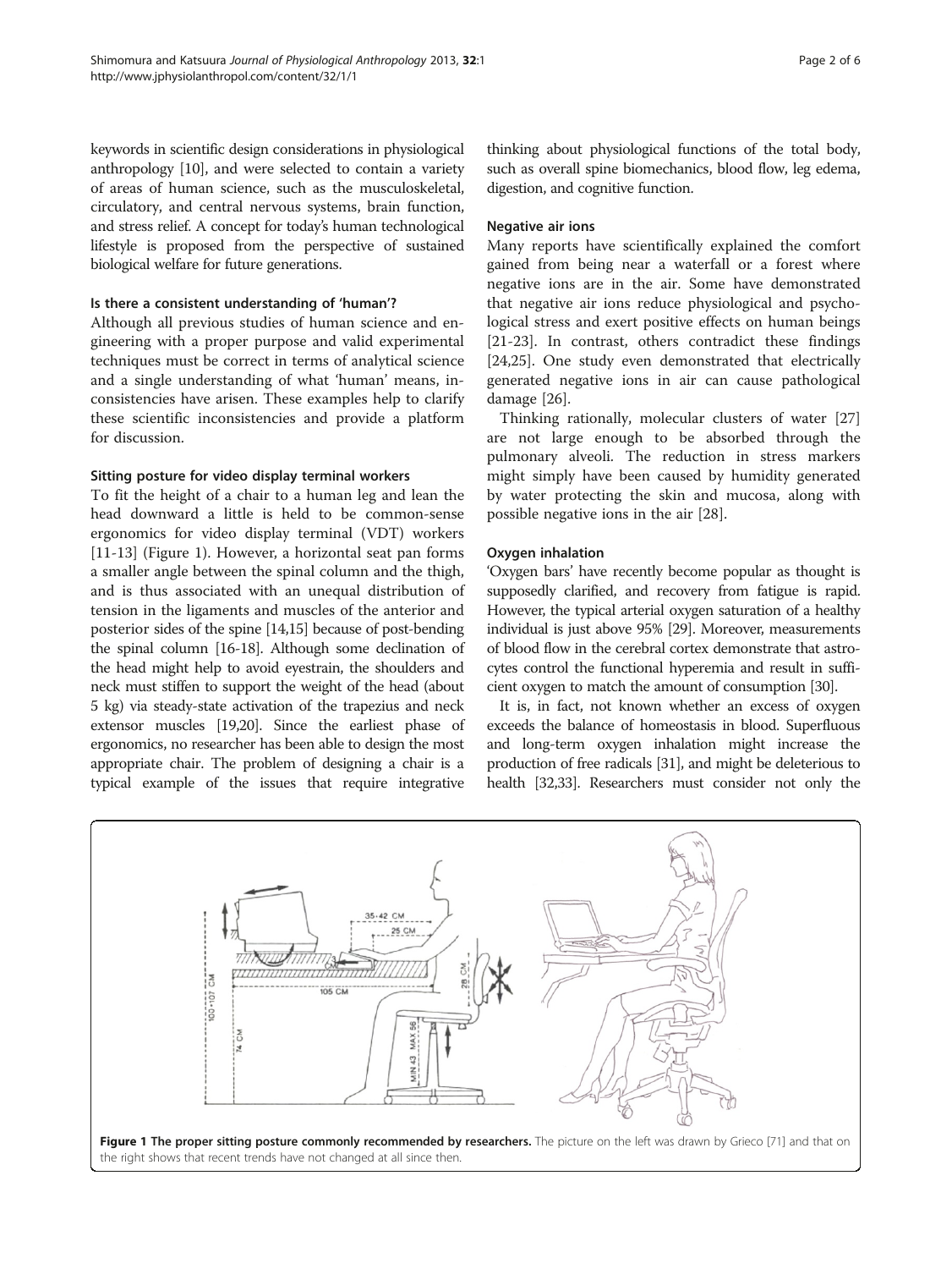keywords in scientific design considerations in physiological anthropology [10], and were selected to contain a variety of areas of human science, such as the musculoskeletal, circulatory, and central nervous systems, brain function, and stress relief. A concept for today's human technological lifestyle is proposed from the perspective of sustained biological welfare for future generations.

### Is there a consistent understanding of 'human'?

Although all previous studies of human science and engineering with a proper purpose and valid experimental techniques must be correct in terms of analytical science and a single understanding of what 'human' means, inconsistencies have arisen. These examples help to clarify these scientific inconsistencies and provide a platform for discussion.

#### Sitting posture for video display terminal workers

To fit the height of a chair to a human leg and lean the head downward a little is held to be common-sense ergonomics for video display terminal (VDT) workers [11-13] (Figure 1). However, a horizontal seat pan forms a smaller angle between the spinal column and the thigh, and is thus associated with an unequal distribution of tension in the ligaments and muscles of the anterior and posterior sides of the spine [14,15] because of post-bending the spinal column [16-18]. Although some declination of the head might help to avoid eyestrain, the shoulders and neck must stiffen to support the weight of the head (about 5 kg) via steady-state activation of the trapezius and neck extensor muscles [19,20]. Since the earliest phase of ergonomics, no researcher has been able to design the most appropriate chair. The problem of designing a chair is a typical example of the issues that require integrative thinking about physiological functions of the total body, such as overall spine biomechanics, blood flow, leg edema, digestion, and cognitive function.

#### Negative air ions

Many reports have scientifically explained the comfort gained from being near a waterfall or a forest where negative ions are in the air. Some have demonstrated that negative air ions reduce physiological and psychological stress and exert positive effects on human beings [21-23]. In contrast, others contradict these findings [24,25]. One study even demonstrated that electrically generated negative ions in air can cause pathological damage [26].

Thinking rationally, molecular clusters of water [27] are not large enough to be absorbed through the pulmonary alveoli. The reduction in stress markers might simply have been caused by humidity generated by water protecting the skin and mucosa, along with possible negative ions in the air [28].

#### Oxygen inhalation

'Oxygen bars' have recently become popular as thought is supposedly clarified, and recovery from fatigue is rapid. However, the typical arterial oxygen saturation of a healthy individual is just above 95% [29]. Moreover, measurements of blood flow in the cerebral cortex demonstrate that astrocytes control the functional hyperemia and result in sufficient oxygen to match the amount of consumption [30].

It is, in fact, not known whether an excess of oxygen exceeds the balance of homeostasis in blood. Superfluous and long-term oxygen inhalation might increase the production of free radicals [31], and might be deleterious to health [32,33]. Researchers must consider not only the

**Figure 1 The proper sitting posture commonly recommended by researchers.** The picture on the left was drawn by Grieco [71] and that on the right shows that recent trends have not changed at all since then.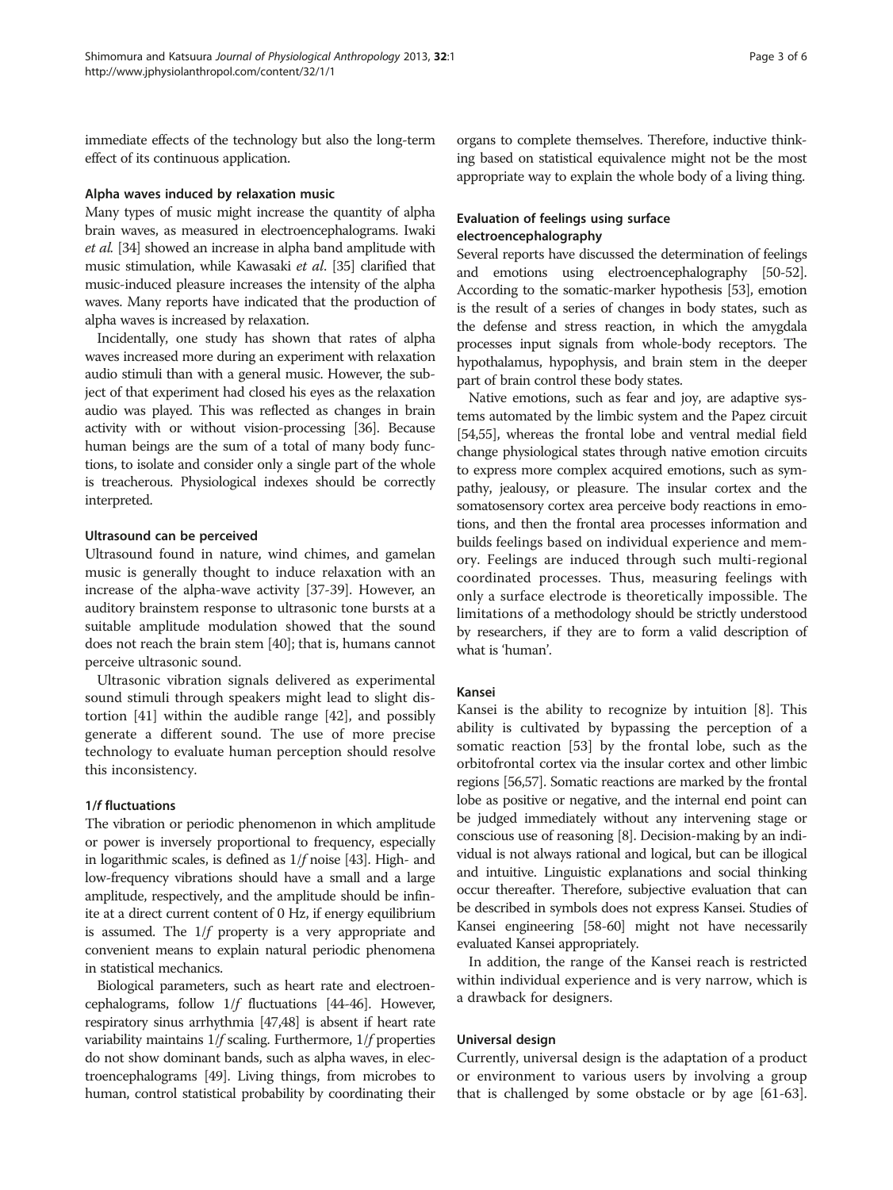immediate effects of the technology but also the long-term effect of its continuous application.

### Alpha waves induced by relaxation music

Many types of music might increase the quantity of alpha brain waves, as measured in electroencephalograms. Iwaki *et al.* [34] showed an increase in alpha band amplitude with music stimulation, while Kawasaki *et al*. [35] clarified that music-induced pleasure increases the intensity of the alpha waves. Many reports have indicated that the production of alpha waves is increased by relaxation.

Incidentally, one study has shown that rates of alpha waves increased more during an experiment with relaxation audio stimuli than with a general music. However, the subject of that experiment had closed his eyes as the relaxation audio was played. This was reflected as changes in brain activity with or without vision-processing [36]. Because human beings are the sum of a total of many body functions, to isolate and consider only a single part of the whole is treacherous. Physiological indexes should be correctly interpreted.

### Ultrasound can be perceived

Ultrasound found in nature, wind chimes, and gamelan music is generally thought to induce relaxation with an increase of the alpha-wave activity [37-39]. However, an auditory brainstem response to ultrasonic tone bursts at a suitable amplitude modulation showed that the sound does not reach the brain stem [40]; that is, humans cannot perceive ultrasonic sound.

Ultrasonic vibration signals delivered as experimental sound stimuli through speakers might lead to slight distortion [41] within the audible range [42], and possibly generate a different sound. The use of more precise technology to evaluate human perception should resolve this inconsistency.

### 1/*f* fluctuations

The vibration or periodic phenomenon in which amplitude or power is inversely proportional to frequency, especially in logarithmic scales, is defined as 1/*f* noise [43]. High- and low-frequency vibrations should have a small and a large amplitude, respectively, and the amplitude should be infinite at a direct current content of 0 Hz, if energy equilibrium is assumed. The 1/*f* property is a very appropriate and convenient means to explain natural periodic phenomena in statistical mechanics.

Biological parameters, such as heart rate and electroencephalograms, follow 1/*f* fluctuations [44-46]. However, respiratory sinus arrhythmia [47,48] is absent if heart rate variability maintains 1/*f* scaling. Furthermore, 1/*f* properties do not show dominant bands, such as alpha waves, in electroencephalograms [49]. Living things, from microbes to human, control statistical probability by coordinating their organs to complete themselves. Therefore, inductive thinking based on statistical equivalence might not be the most appropriate way to explain the whole body of a living thing.

### Evaluation of feelings using surface electroencephalography

Several reports have discussed the determination of feelings and emotions using electroencephalography [50-52]. According to the somatic-marker hypothesis [53], emotion is the result of a series of changes in body states, such as the defense and stress reaction, in which the amygdala processes input signals from whole-body receptors. The hypothalamus, hypophysis, and brain stem in the deeper part of brain control these body states.

Native emotions, such as fear and joy, are adaptive systems automated by the limbic system and the Papez circuit [54,55], whereas the frontal lobe and ventral medial field change physiological states through native emotion circuits to express more complex acquired emotions, such as sympathy, jealousy, or pleasure. The insular cortex and the somatosensory cortex area perceive body reactions in emotions, and then the frontal area processes information and builds feelings based on individual experience and memory. Feelings are induced through such multi-regional coordinated processes. Thus, measuring feelings with only a surface electrode is theoretically impossible. The limitations of a methodology should be strictly understood by researchers, if they are to form a valid description of what is 'human'.

### Kansei

Kansei is the ability to recognize by intuition [8]. This ability is cultivated by bypassing the perception of a somatic reaction [53] by the frontal lobe, such as the orbitofrontal cortex via the insular cortex and other limbic regions [56,57]. Somatic reactions are marked by the frontal lobe as positive or negative, and the internal end point can be judged immediately without any intervening stage or conscious use of reasoning [8]. Decision-making by an individual is not always rational and logical, but can be illogical and intuitive. Linguistic explanations and social thinking occur thereafter. Therefore, subjective evaluation that can be described in symbols does not express Kansei. Studies of Kansei engineering [58-60] might not have necessarily evaluated Kansei appropriately.

In addition, the range of the Kansei reach is restricted within individual experience and is very narrow, which is a drawback for designers.

### Universal design

Currently, universal design is the adaptation of a product or environment to various users by involving a group that is challenged by some obstacle or by age [61-63].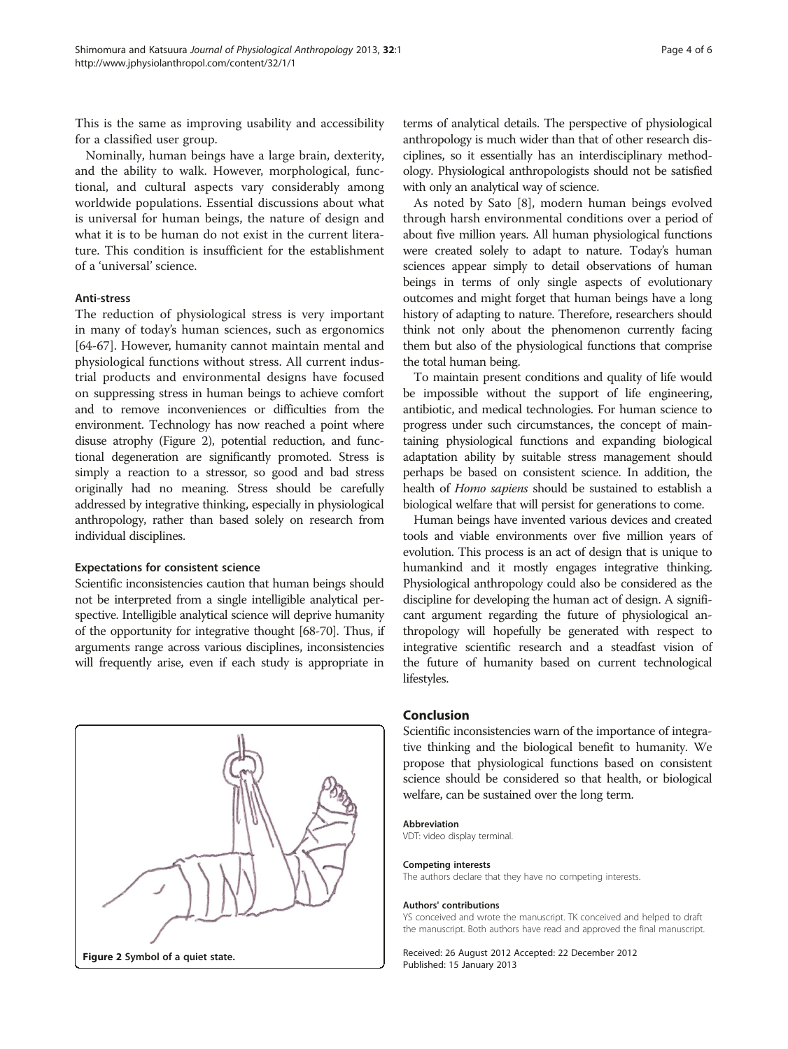This is the same as improving usability and accessibility for a classified user group.

Nominally, human beings have a large brain, dexterity, and the ability to walk. However, morphological, functional, and cultural aspects vary considerably among worldwide populations. Essential discussions about what is universal for human beings, the nature of design and what it is to be human do not exist in the current literature. This condition is insufficient for the establishment of a 'universal' science.

### Anti-stress

The reduction of physiological stress is very important in many of today's human sciences, such as ergonomics [64-67]. However, humanity cannot maintain mental and physiological functions without stress. All current industrial products and environmental designs have focused on suppressing stress in human beings to achieve comfort and to remove inconveniences or difficulties from the environment. Technology has now reached a point where disuse atrophy (Figure 2), potential reduction, and functional degeneration are significantly promoted. Stress is simply a reaction to a stressor, so good and bad stress originally had no meaning. Stress should be carefully addressed by integrative thinking, especially in physiological anthropology, rather than based solely on research from individual disciplines.

### Expectations for consistent science

Scientific inconsistencies caution that human beings should not be interpreted from a single intelligible analytical perspective. Intelligible analytical science will deprive humanity of the opportunity for integrative thought [68-70]. Thus, if arguments range across various disciplines, inconsistencies will frequently arise, even if each study is appropriate in terms of analytical details. The perspective of physiological anthropology is much wider than that of other research disciplines, so it essentially has an interdisciplinary methodology. Physiological anthropologists should not be satisfied with only an analytical way of science.

As noted by Sato [8], modern human beings evolved through harsh environmental conditions over a period of about five million years. All human physiological functions were created solely to adapt to nature. Today's human sciences appear simply to detail observations of human beings in terms of only single aspects of evolutionary outcomes and might forget that human beings have a long history of adapting to nature. Therefore, researchers should think not only about the phenomenon currently facing them but also of the physiological functions that comprise the total human being.

To maintain present conditions and quality of life would be impossible without the support of life engineering, antibiotic, and medical technologies. For human science to progress under such circumstances, the concept of maintaining physiological functions and expanding biological adaptation ability by suitable stress management should perhaps be based on consistent science. In addition, the health of *Homo sapiens* should be sustained to establish a biological welfare that will persist for generations to come.

Human beings have invented various devices and created tools and viable environments over five million years of evolution. This process is an act of design that is unique to humankind and it mostly engages integrative thinking. Physiological anthropology could also be considered as the discipline for developing the human act of design. A significant argument regarding the future of physiological anthropology will hopefully be generated with respect to integrative scientific research and a steadfast vision of the future of humanity based on current technological lifestyles.

**Figure 2** Symbol of a quiet state.

## Conclusion

Scientific inconsistencies warn of the importance of integrative thinking and the biological benefit to humanity. We propose that physiological functions based on consistent science should be considered so that health, or biological welfare, can be sustained over the long term.

#### Abbreviation

VDT: video display terminal.

#### Competing interests

The authors declare that they have no competing interests.

#### Authors' contributions

YS conceived and wrote the manuscript. TK conceived and helped to draft the manuscript. Both authors have read and approved the final manuscript.

Received: 26 August 2012 Accepted: 22 December 2012
Published: 15 January 2013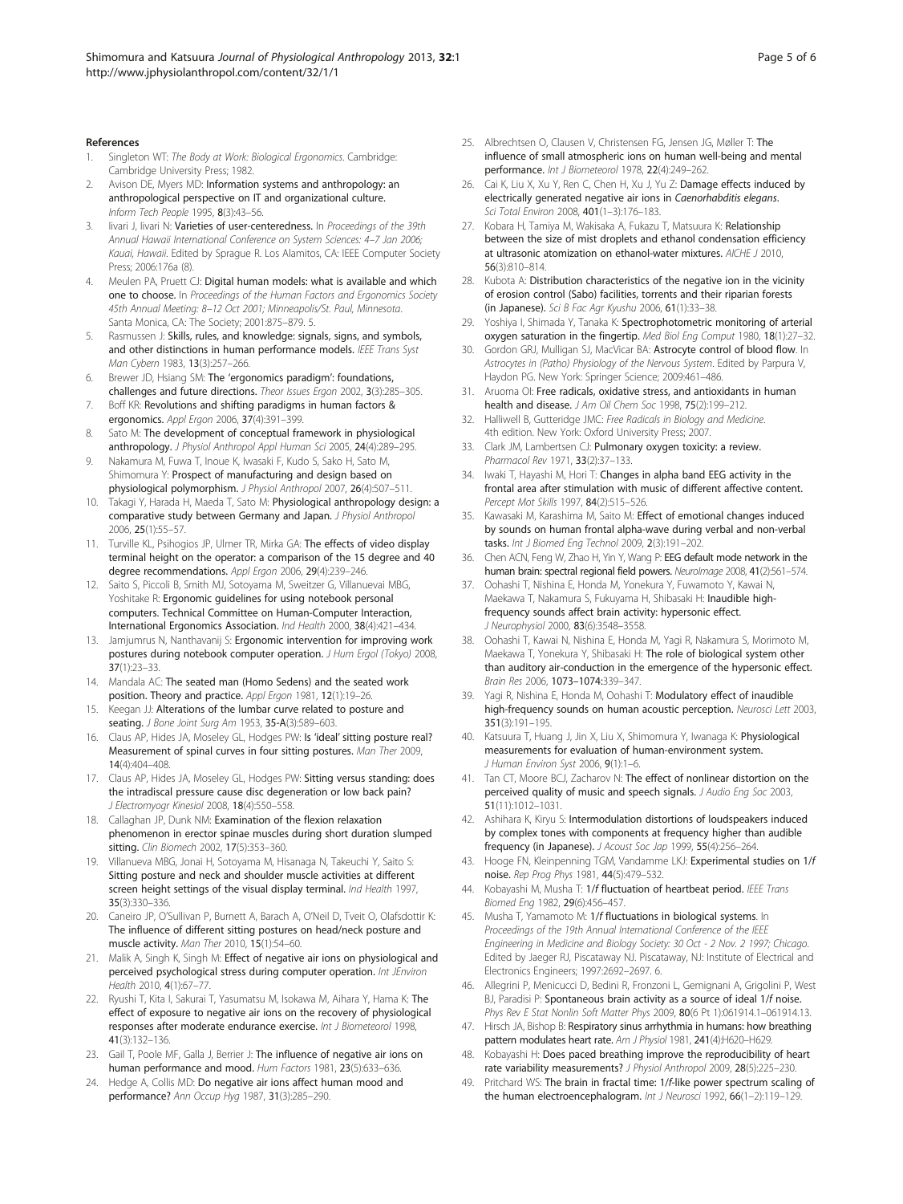## References

1. Singleton WT: *The Body at Work: Biological Ergonomics*. Cambridge: Cambridge University Press; 1982.
2. Avison DE, Myers MD: **Information systems and anthropology: an anthropological perspective on IT and organizational culture.** *Inform Tech People* 1995, **8**(3):43–56.
3. Iivari J, Iivari N: **Varieties of user-centeredness.** In *Proceedings of the 39th Annual Hawaii International Conference on System Sciences: 4–7 Jan 2006; Kauai, Hawaii*. Edited by Sprague R. Los Alamitos, CA: IEEE Computer Society Press; 2006:176a (8).
4. Meulen PA, Pruett CJ: **Digital human models: what is available and which one to choose.** In *Proceedings of the Human Factors and Ergonomics Society 45th Annual Meeting: 8–12 Oct 2001; Minneapolis/St. Paul, Minnesota*. Santa Monica, CA: The Society; 2001:875–879. 5.
5. Rasmussen J: **Skills, rules, and knowledge: signals, signs, and symbols, and other distinctions in human performance models.** *IEEE Trans Syst Man Cybern* 1983, **13**(3):257–266.
6. Brewer JD, Hsiang SM: **The 'ergonomics paradigm': foundations, challenges and future directions.** *Theor Issues Ergon* 2002, **3**(3):285–305.
7. Boff KR: **Revolutions and shifting paradigms in human factors & ergonomics.** *Appl Ergon* 2006, **37**(4):391–399.
8. Sato M: **The development of conceptual framework in physiological anthropology.** *J Physiol Anthropol Appl Human Sci* 2005, **24**(4):289–295.
9. Nakamura M, Fuwa T, Inoue K, Iwasaki F, Kudo S, Sako H, Sato M, Shimomura Y: **Prospect of manufacturing and design based on physiological polymorphism.** *J Physiol Anthropol* 2007, **26**(4):507–511.
10. Takagi Y, Harada H, Maeda T, Sato M: **Physiological anthropology design: a comparative study between Germany and Japan.** *J Physiol Anthropol* 2006, **25**(1):55–57.
11. Turville KL, Psihogios JP, Ulmer TR, Mirka GA: **The effects of video display terminal height on the operator: a comparison of the 15 degree and 40 degree recommendations.** *Appl Ergon* 2006, **29**(4):239–246.
12. Saito S, Piccoli B, Smith MJ, Sotoyama M, Sweitzer G, Villanuevai MBG, Yoshitake R: **Ergonomic guidelines for using notebook personal computers. Technical Committee on Human-Computer Interaction, International Ergonomics Association.** *Ind Health* 2000, **38**(4):421–434.
13. Jamjumrus N, Nanthavanij S: **Ergonomic intervention for improving work postures during notebook computer operation.** *J Hum Ergol (Tokyo)* 2008, **37**(1):23–33.
14. Mandala AC: **The seated man (Homo Sedens) and the seated work position. Theory and practice.** *Appl Ergon* 1981, **12**(1):19–26.
15. Keegan JJ: **Alterations of the lumbar curve related to posture and seating.** *J Bone Joint Surg Am* 1953, **35-A**(3):589–603.
16. Claus AP, Hides JA, Moseley GL, Hodges PW: **Is 'ideal' sitting posture real? Measurement of spinal curves in four sitting postures.** *Man Ther* 2009, **14**(4):404–408.
17. Claus AP, Hides JA, Moseley GL, Hodges PW: **Sitting versus standing: does the intradiscal pressure cause disc degeneration or low back pain?** *J Electromyogr Kinesiol* 2008, **18**(4):550–558.
18. Callaghan JP, Dunk NM: **Examination of the flexion relaxation phenomenon in erector spinae muscles during short duration slumped sitting.** *Clin Biomech* 2002, **17**(5):353–360.
19. Villanueva MBG, Jonai H, Sotoyama M, Hisanaga N, Takeuchi Y, Saito S: **Sitting posture and neck and shoulder muscle activities at different screen height settings of the visual display terminal.** *Ind Health* 1997, **35**(3):330–336.
20. Caneiro JP, O'Sullivan P, Burnett A, Barach A, O'Neil D, Tveit O, Olafsdottir K: **The influence of different sitting postures on head/neck posture and muscle activity.** *Man Ther* 2010, **15**(1):54–60.
21. Malik A, Singh K, Singh M: **Effect of negative air ions on physiological and perceived psychological stress during computer operation.** *Int JEnviron Health* 2010, **4**(1):67–77.
22. Ryushi T, Kita I, Sakurai T, Yasumatsu M, Isokawa M, Aihara Y, Hama K: **The effect of exposure to negative air ions on the recovery of physiological responses after moderate endurance exercise.** *Int J Biometeorol* 1998, **41**(3):132–136.
23. Gail T, Poole MF, Galla J, Berrier J: **The influence of negative air ions on human performance and mood.** *Hum Factors* 1981, **23**(5):633–636.
24. Hedge A, Collis MD: **Do negative air ions affect human mood and performance?** *Ann Occup Hyg* 1987, **31**(3):285–290.
25. Albrechtsen O, Clausen V, Christensen FG, Jensen JG, Møller T: **The influence of small atmospheric ions on human well-being and mental performance.** *Int J Biometeorol* 1978, **22**(4):249–262.
26. Cai K, Liu X, Xu Y, Ren C, Chen H, Xu J, Yu Z: **Damage effects induced by electrically generated negative air ions in *Caenorhabditis elegans*.** *Sci Total Environ* 2008, **401**(1–3):176–183.
27. Kobara H, Tamiya M, Wakisaka A, Fukazu T, Matsuura K: **Relationship between the size of mist droplets and ethanol condensation efficiency at ultrasonic atomization on ethanol-water mixtures.** *AICHE J* 2010, **56**(3):810–814.
28. Kubota A: **Distribution characteristics of the negative ion in the vicinity of erosion control (Sabo) facilities, torrents and their riparian forests (in Japanese).** *Sci B Fac Agr Kyushu* 2006, **61**(1):33–38.
29. Yoshiya I, Shimada Y, Tanaka K: **Spectrophotometric monitoring of arterial oxygen saturation in the fingertip.** *Med Biol Eng Comput* 1980, **18**(1):27–32.
30. Gordon GRJ, Mulligan SJ, MacVicar BA: **Astrocyte control of blood flow.** In *Astrocytes in (Patho) Physiology of the Nervous System*. Edited by Parpura V, Haydon PG. New York: Springer Science; 2009:461–486.
31. Aruoma OI: **Free radicals, oxidative stress, and antioxidants in human health and disease.** *J Am Oil Chem Soc* 1998, **75**(2):199–212.
32. Halliwell B, Gutteridge JMC: *Free Radicals in Biology and Medicine*. 4th edition. New York: Oxford University Press; 2007.
33. Clark JM, Lambertsen CJ: **Pulmonary oxygen toxicity: a review.** *Pharmacol Rev* 1971, **33**(2):37–133.
34. Iwaki T, Hayashi M, Hori T: **Changes in alpha band EEG activity in the frontal area after stimulation with music of different affective content.** *Percept Mot Skills* 1997, **84**(2):515–526.
35. Kawasaki M, Karashima M, Saito M: **Effect of emotional changes induced by sounds on human frontal alpha-wave during verbal and non-verbal tasks.** *Int J Biomed Eng Technol* 2009, **2**(3):191–202.
36. Chen ACN, Feng W, Zhao H, Yin Y, Wang P: **EEG default mode network in the human brain: spectral regional field powers.** *NeuroImage* 2008, **41**(2):561–574.
37. Oohashi T, Nishina E, Honda M, Yonekura Y, Fuwamoto Y, Kawai N, Maekawa T, Nakamura S, Fukuyama H, Shibasaki H: **Inaudible high-frequency sounds affect brain activity: hypersonic effect.** *J Neurophysiol* 2000, **83**(6):3548–3558.
38. Oohashi T, Kawai N, Nishina E, Honda M, Yagi R, Nakamura S, Morimoto M, Maekawa T, Yonekura Y, Shibasaki H: **The role of biological system other than auditory air-conduction in the emergence of the hypersonic effect.** *Brain Res* 2006, **1073–1074**:339–347.
39. Yagi R, Nishina E, Honda M, Oohashi T: **Modulatory effect of inaudible high-frequency sounds on human acoustic perception.** *Neurosci Lett* 2003, **351**(3):191–195.
40. Katsuura T, Huang J, Jin X, Liu X, Shimomura Y, Iwanaga K: **Physiological measurements for evaluation of human-environment system.** *J Human Environ Syst* 2006, **9**(1):1–6.
41. Tan CT, Moore BCJ, Zacharov N: **The effect of nonlinear distortion on the perceived quality of music and speech signals.** *J Audio Eng Soc* 2003, **51**(11):1012–1031.
42. Ashihara K, Kiryu S: **Intermodulation distortions of loudspeakers induced by complex tones with components at frequency higher than audible frequency (in Japanese).** *J Acoust Soc Jap* 1999, **55**(4):256–264.
43. Hooge FN, Kleinpenning TGM, Vandamme LKJ: **Experimental studies on 1/*f* noise.** *Rep Prog Phys* 1981, **44**(5):479–532.
44. Kobayashi M, Musha T: **1/f fluctuation of heartbeat period.** *IEEE Trans Biomed Eng* 1982, **29**(6):456–457.
45. Musha T, Yamamoto M: **1/f fluctuations in biological systems.** In *Proceedings of the 19th Annual International Conference of the IEEE Engineering in Medicine and Biology Society: 30 Oct - 2 Nov. 2 1997; Chicago*. Edited by Jaeger RJ, Piscataway NJ. Piscataway, NJ: Institute of Electrical and Electronics Engineers; 1997:2692–2697. 6.
46. Allegrini P, Menicucci D, Bedini R, Fronzoni L, Gemignani A, Grigolini P, West BJ, Paradisi P: **Spontaneous brain activity as a source of ideal 1/*f* noise.** *Phys Rev E Stat Nonlin Soft Matter Phys* 2009, **80**(6 Pt 1):061914.1–061914.13.
47. Hirsch JA, Bishop B: **Respiratory sinus arrhythmia in humans: how breathing pattern modulates heart rate.** *Am J Physiol* 1981, **241**(4):H620–H629.
48. Kobayashi H: **Does paced breathing improve the reproducibility of heart rate variability measurements?** *J Physiol Anthropol* 2009, **28**(5):225–230.
49. Pritchard WS: **The brain in fractal time: 1/*f*-like power spectrum scaling of the human electroencephalogram.** *Int J Neurosci* 1992, **66**(1–2):119–129.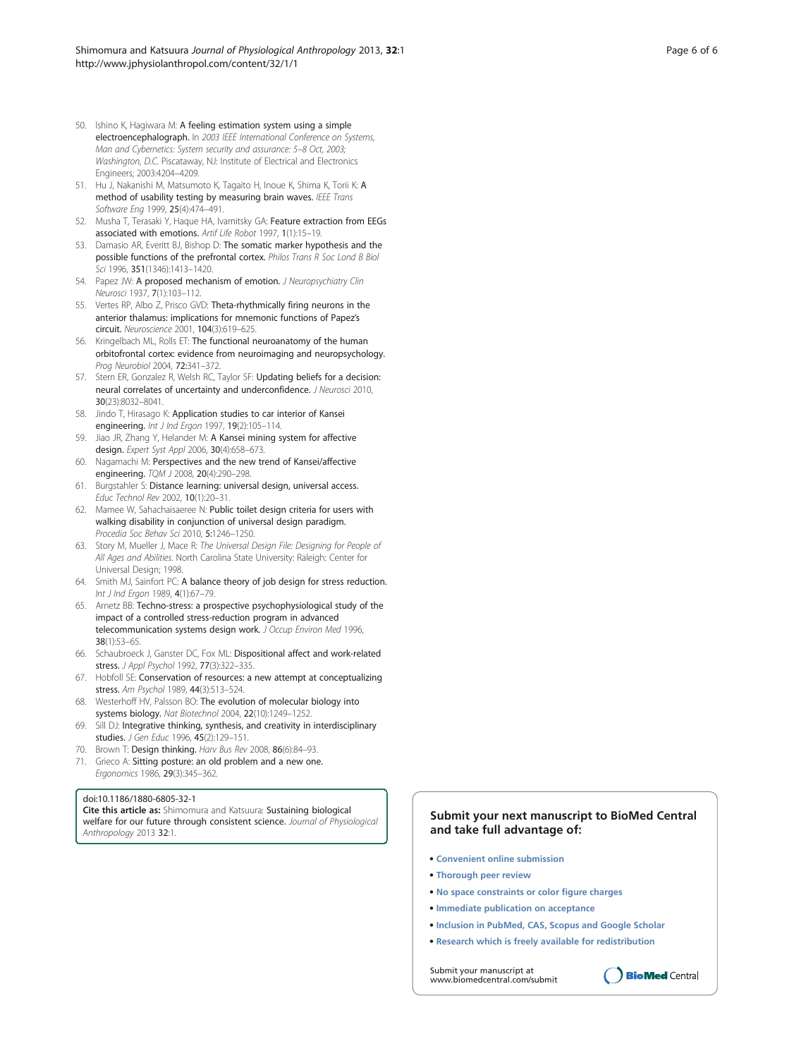50. Ishino K, Hagiwara M: **A feeling estimation system using a simple electroencephalograph.** In *2003 IEEE International Conference on Systems, Man and Cybernetics: System security and assurance: 5–8 Oct, 2003; Washington, D.C.* Piscataway, NJ: Institute of Electrical and Electronics Engineers; 2003:4204–4209.
51. Hu J, Nakanishi M, Matsumoto K, Tagaito H, Inoue K, Shima K, Torii K: **A method of usability testing by measuring brain waves.** *IEEE Trans Software Eng* 1999, **25**(4):474–491.
52. Musha T, Terasaki Y, Haque HA, Ivamitsky GA: **Feature extraction from EEGs associated with emotions.** *Artif Life Robot* 1997, **1**(1):15–19.
53. Damasio AR, Everitt BJ, Bishop D: **The somatic marker hypothesis and the possible functions of the prefrontal cortex.** *Philos Trans R Soc Lond B Biol Sci* 1996, **351**(1346):1413–1420.
54. Papez JW: **A proposed mechanism of emotion.** *J Neuropsychiatry Clin Neurosci* 1937, **7**(1):103–112.
55. Vertes RP, Albo Z, Prisco GVD: **Theta-rhythmically firing neurons in the anterior thalamus: implications for mnemonic functions of Papez's circuit.** *Neuroscience* 2001, **104**(3):619–625.
56. Kringelbach ML, Rolls ET: **The functional neuroanatomy of the human orbitofrontal cortex: evidence from neuroimaging and neuropsychology.** *Prog Neurobiol* 2004, **72**:341–372.
57. Stern ER, Gonzalez R, Welsh RC, Taylor SF: **Updating beliefs for a decision: neural correlates of uncertainty and underconfidence.** *J Neurosci* 2010, **30**(23):8032–8041.
58. Jindo T, Hirasago K: **Application studies to car interior of Kansei engineering.** *Int J Ind Ergon* 1997, **19**(2):105–114.
59. Jiao JR, Zhang Y, Helander M: **A Kansei mining system for affective design.** *Expert Syst Appl* 2006, **30**(4):658–673.
60. Nagamachi M: **Perspectives and the new trend of Kansei/affective engineering.** *TQM J* 2008, **20**(4):290–298.
61. Burgstahler S: **Distance learning: universal design, universal access.** *Educ Technol Rev* 2002, **10**(1):20–31.
62. Mamee W, Sahachaisaeree N: **Public toilet design criteria for users with walking disability in conjunction of universal design paradigm.** *Procedia Soc Behav Sci* 2010, **5**:1246–1250.
63. Story M, Mueller J, Mace R: *The Universal Design File: Designing for People of All Ages and Abilities.* North Carolina State University: Raleigh: Center for Universal Design; 1998.
64. Smith MJ, Sainfort PC: **A balance theory of job design for stress reduction.** *Int J Ind Ergon* 1989, **4**(1):67–79.
65. Arnetz BB: **Techno-stress: a prospective psychophysiological study of the impact of a controlled stress-reduction program in advanced telecommunication systems design work.** *J Occup Environ Med* 1996, **38**(1):53–65.
66. Schaubroeck J, Ganster DC, Fox ML: **Dispositional affect and work-related stress.** *J Appl Psychol* 1992, **77**(3):322–335.
67. Hobfoll SE: **Conservation of resources: a new attempt at conceptualizing stress.** *Am Psychol* 1989, **44**(3):513–524.
68. Westerhoff HV, Palsson BO: **The evolution of molecular biology into systems biology.** *Nat Biotechnol* 2004, **22**(10):1249–1252.
69. Sill DJ: **Integrative thinking, synthesis, and creativity in interdisciplinary studies.** *J Gen Educ* 1996, **45**(2):129–151.
70. Brown T: **Design thinking.** *Harv Bus Rev* 2008, **86**(6):84–93.
71. Grieco A: **Sitting posture: an old problem and a new one.** *Ergonomics* 1986, **29**(3):345–362.

doi:10.1186/1880-6805-32-1

**Cite this article as:** Shimomura and Katsuura: **Sustaining biological welfare for our future through consistent science.** *Journal of Physiological Anthropology* 2013 **32**:1.

**Submit your next manuscript to BioMed Central and take full advantage of:**

- **Convenient online submission**
- **Thorough peer review**
- **No space constraints or color figure charges**
- **Immediate publication on acceptance**
- **Inclusion in PubMed, CAS, Scopus and Google Scholar**
- **Research which is freely available for redistribution**

Submit your manuscript at
www.biomedcentral.com/submit

BioMed Central